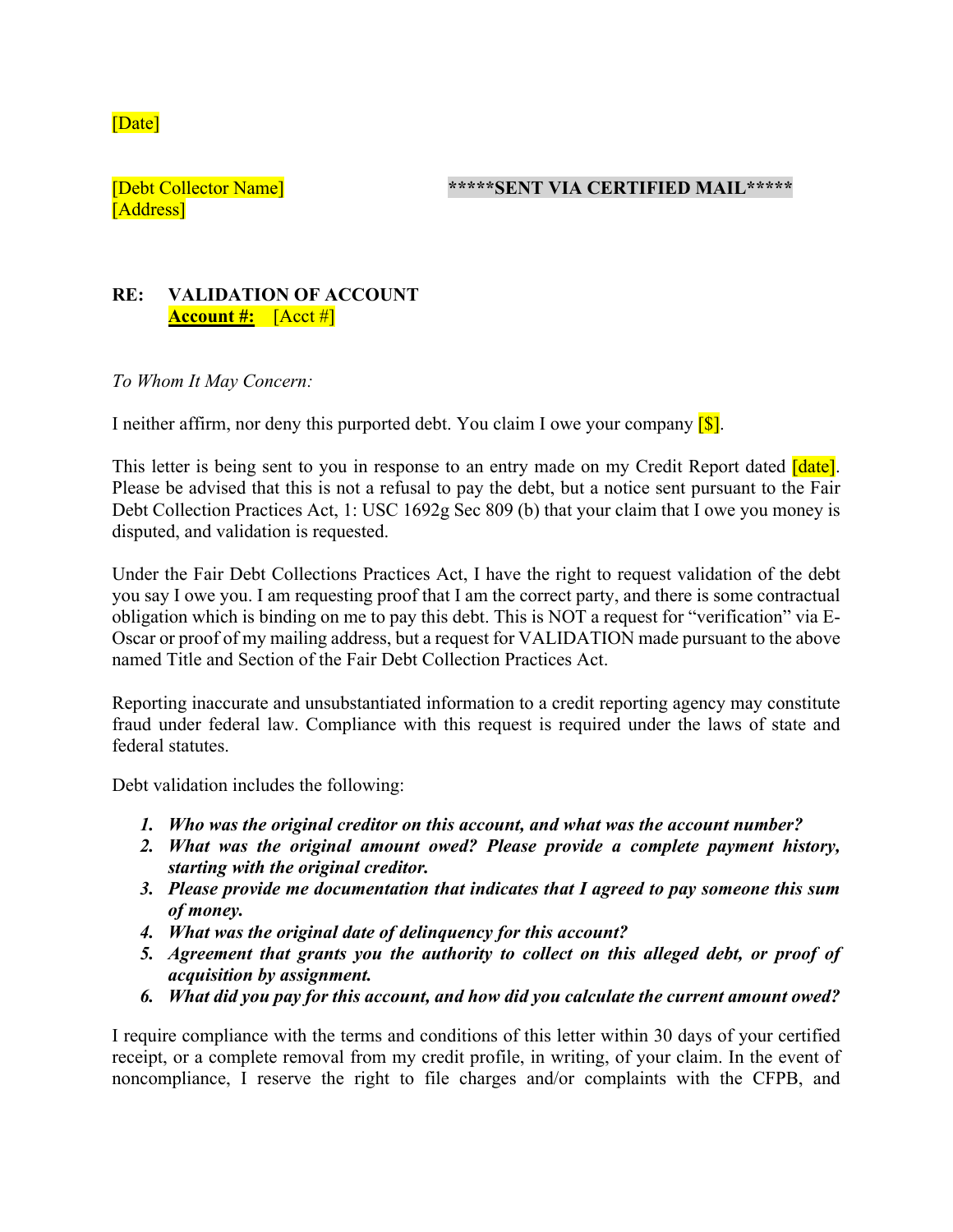[Date]

[Debt Collector Name]
[Address]

**\*\*\*\*\*SENT VIA CERTIFIED MAIL\*\*\*\*\***

**RE: VALIDATION OF ACCOUNT**
**Account #:** [Acct #]

*To Whom It May Concern:*

I neither affirm, nor deny this purported debt. You claim I owe your company [$].

This letter is being sent to you in response to an entry made on my Credit Report dated [date]. Please be advised that this is not a refusal to pay the debt, but a notice sent pursuant to the Fair Debt Collection Practices Act, 1: USC 1692g Sec 809 (b) that your claim that I owe you money is disputed, and validation is requested.

Under the Fair Debt Collections Practices Act, I have the right to request validation of the debt you say I owe you. I am requesting proof that I am the correct party, and there is some contractual obligation which is binding on me to pay this debt. This is NOT a request for "verification" via E-Oscar or proof of my mailing address, but a request for VALIDATION made pursuant to the above named Title and Section of the Fair Debt Collection Practices Act.

Reporting inaccurate and unsubstantiated information to a credit reporting agency may constitute fraud under federal law. Compliance with this request is required under the laws of state and federal statutes.

Debt validation includes the following:

1. ***Who was the original creditor on this account, and what was the account number?***
2. ***What was the original amount owed? Please provide a complete payment history, starting with the original creditor.***
3. ***Please provide me documentation that indicates that I agreed to pay someone this sum of money.***
4. ***What was the original date of delinquency for this account?***
5. ***Agreement that grants you the authority to collect on this alleged debt, or proof of acquisition by assignment.***
6. ***What did you pay for this account, and how did you calculate the current amount owed?***

I require compliance with the terms and conditions of this letter within 30 days of your certified receipt, or a complete removal from my credit profile, in writing, of your claim. In the event of noncompliance, I reserve the right to file charges and/or complaints with the CFPB, and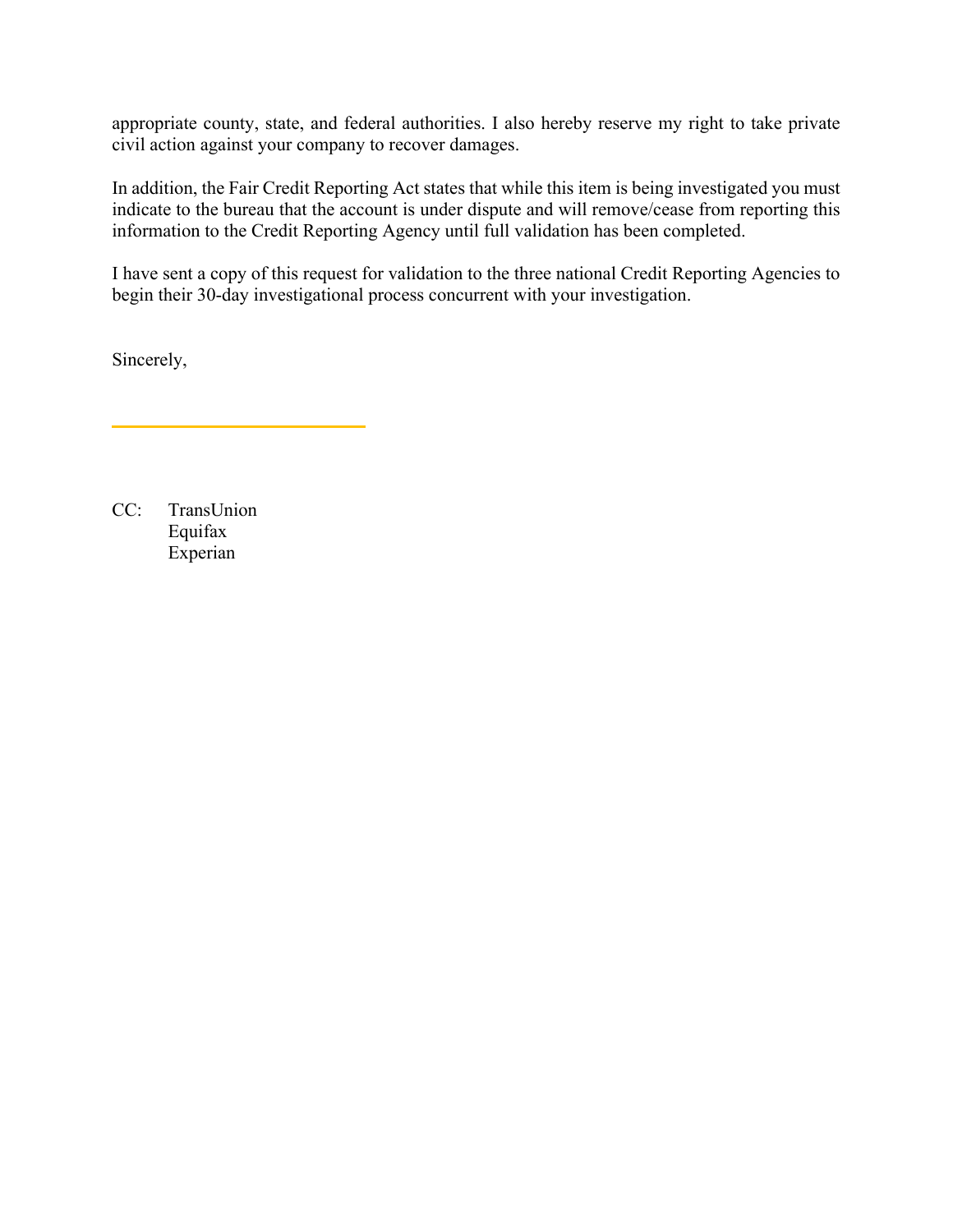appropriate county, state, and federal authorities. I also hereby reserve my right to take private civil action against your company to recover damages.

In addition, the Fair Credit Reporting Act states that while this item is being investigated you must indicate to the bureau that the account is under dispute and will remove/cease from reporting this information to the Credit Reporting Agency until full validation has been completed.

I have sent a copy of this request for validation to the three national Credit Reporting Agencies to begin their 30-day investigational process concurrent with your investigation.

Sincerely,

\_\_\_\_\_\_\_\_\_\_\_\_\_\_\_\_\_\_\_\_\_\_\_\_\_\_\_\_

CC: TransUnion
Equifax
Experian